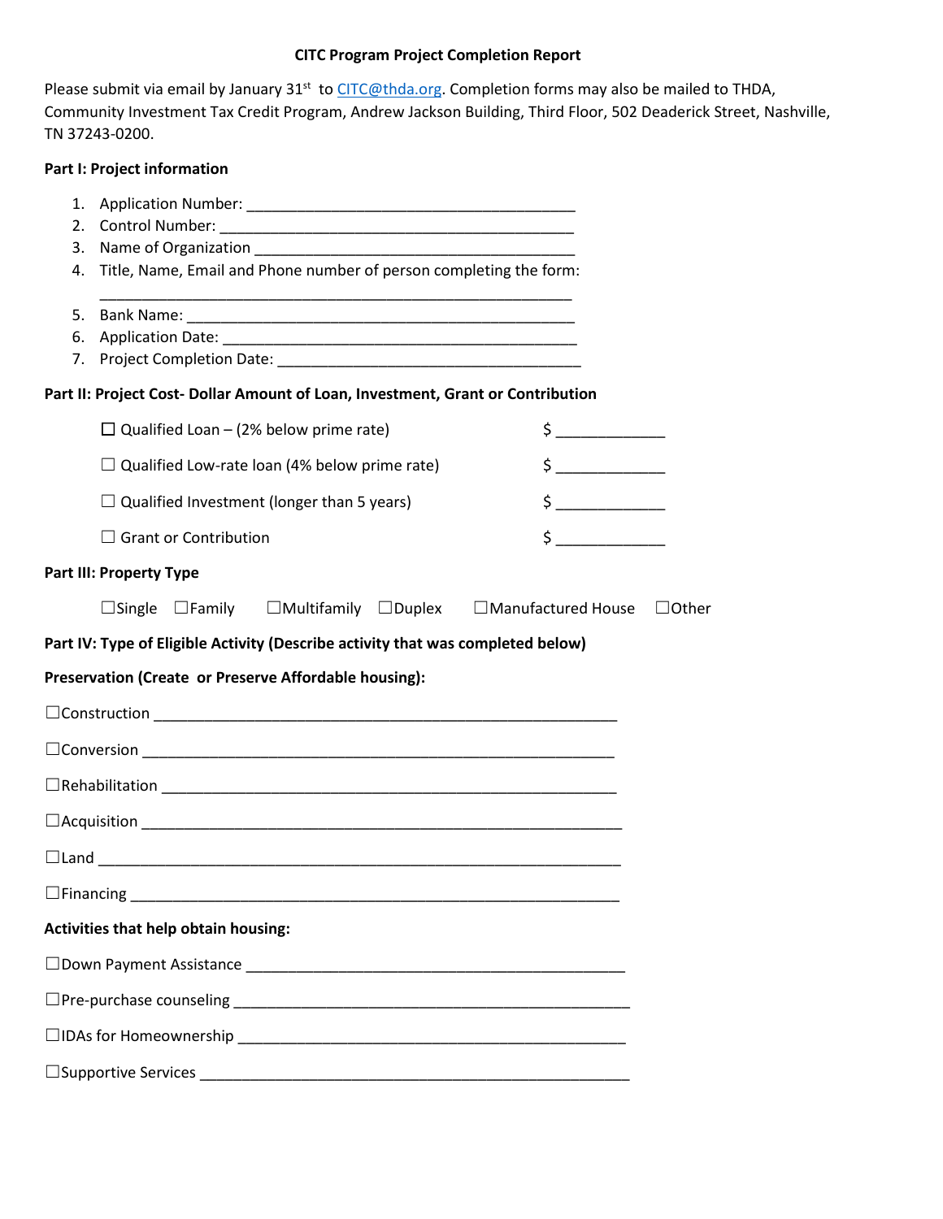**CITC Program Project Completion Report**

Please submit via email by January 31st to CITC@thda.org. Completion forms may also be mailed to THDA, Community Investment Tax Credit Program, Andrew Jackson Building, Third Floor, 502 Deaderick Street, Nashville, TN 37243-0200.

**Part I: Project information**

1. Application Number: ________________________________________
2. Control Number: ________________________________________
3. Name of Organization ________________________________________
4. Title, Name, Email and Phone number of person completing the form:
   ________________________________________________________
5. Bank Name: ________________________________________
6. Application Date: ________________________________________
7. Project Completion Date: ____________________________________

**Part II: Project Cost- Dollar Amount of Loan, Investment, Grant or Contribution**

☐ Qualified Loan – (2% below prime rate) $ _____________

☐ Qualified Low-rate loan (4% below prime rate) $ _____________

☐ Qualified Investment (longer than 5 years) $ _____________

☐ Grant or Contribution $ _____________

**Part III: Property Type**

☐Single ☐Family ☐Multifamily ☐Duplex ☐Manufactured House ☐Other

**Part IV: Type of Eligible Activity (Describe activity that was completed below)**

**Preservation (Create or Preserve Affordable housing):**

☐Construction _______________________________________________________

☐Conversion _______________________________________________________

☐Rehabilitation _____________________________________________________

☐Acquisition _______________________________________________________

☐Land ___________________________________________________________

☐Financing _________________________________________________________

**Activities that help obtain housing:**

☐Down Payment Assistance _____________________________________________

☐Pre-purchase counseling ______________________________________________

☐IDAs for Homeownership ______________________________________________

☐Supportive Services _________________________________________________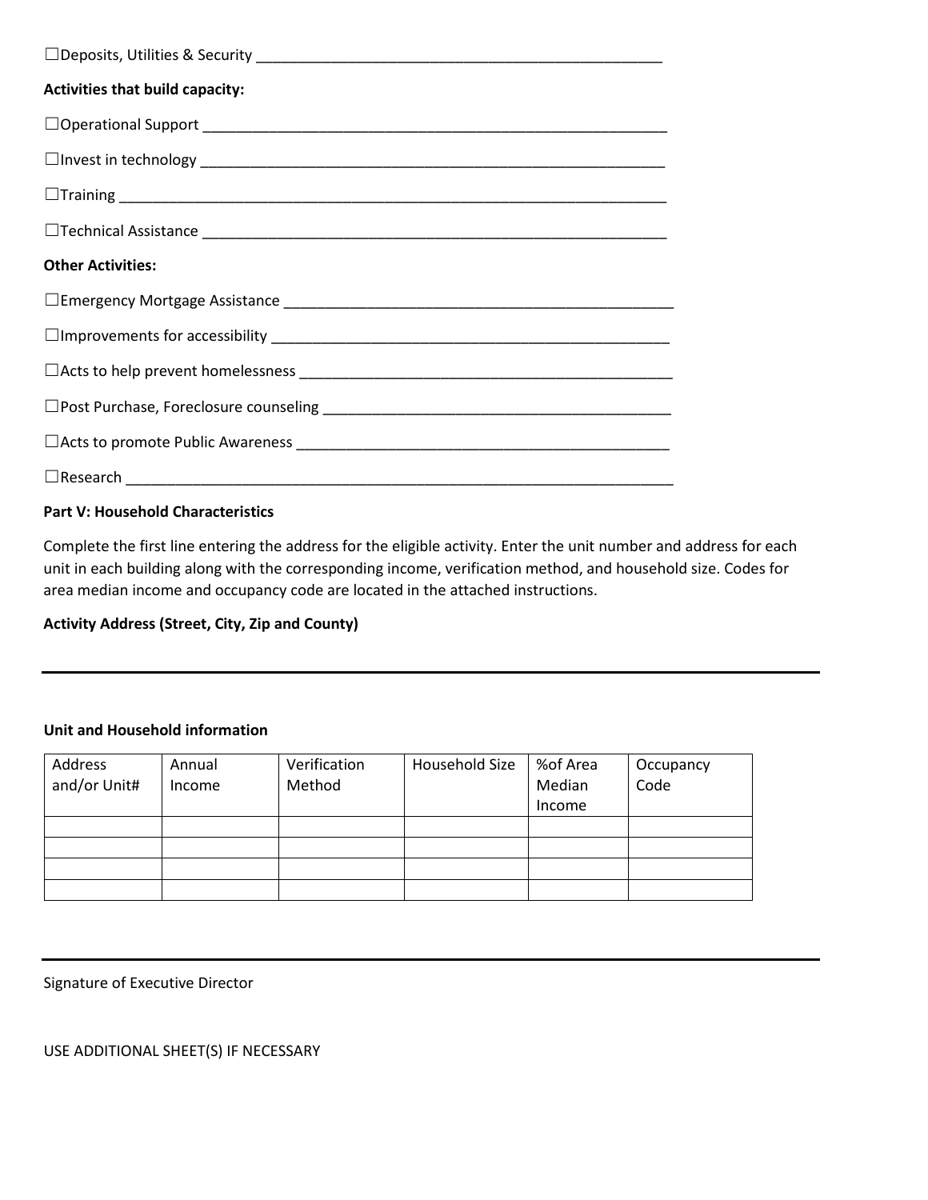☐Deposits, Utilities & Security ___________________________________________________

**Activities that build capacity:**

☐Operational Support ___________________________________________________________

☐Invest in technology ___________________________________________________________

☐Training _____________________________________________________________________

☐Technical Assistance ___________________________________________________________

**Other Activities:**

☐Emergency Mortgage Assistance _________________________________________________

☐Improvements for accessibility _________________________________________________

☐Acts to help prevent homelessness ______________________________________________

☐Post Purchase, Foreclosure counseling ___________________________________________

☐Acts to promote Public Awareness _______________________________________________

☐Research _____________________________________________________________________

**Part V: Household Characteristics**

Complete the first line entering the address for the eligible activity. Enter the unit number and address for each unit in each building along with the corresponding income, verification method, and household size. Codes for area median income and occupancy code are located in the attached instructions.

**Activity Address (Street, City, Zip and County)**

______________________________________________________________________________

**Unit and Household information**

| Address and/or Unit# | Annual Income | Verification Method | Household Size | %of Area Median Income | Occupancy Code |
|---|---|---|---|---|---|
| | | | | | |
| | | | | | |
| | | | | | |
| | | | | | |

______________________________________________________________________________

Signature of Executive Director

USE ADDITIONAL SHEET(S) IF NECESSARY